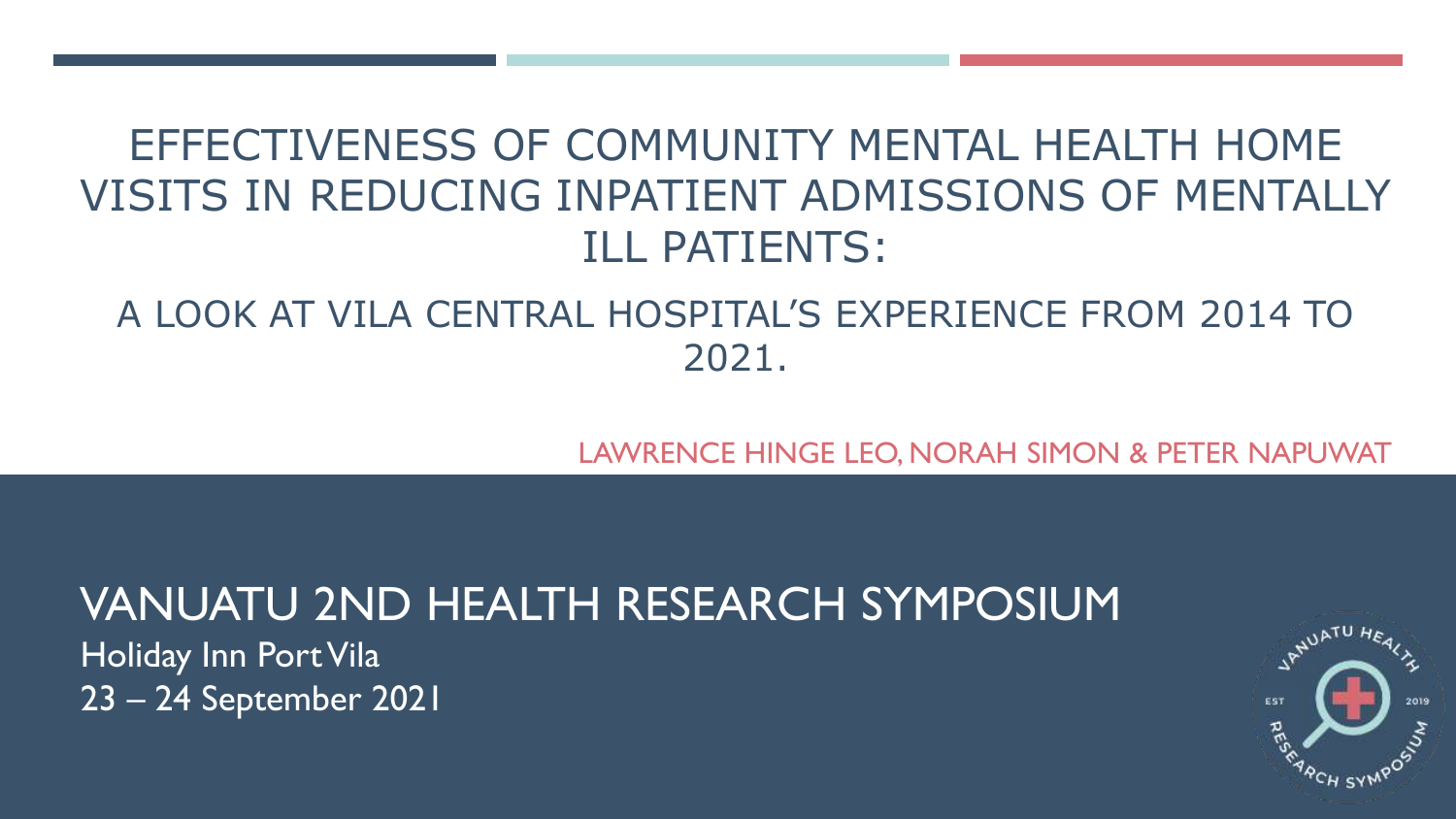# EFFECTIVENESS OF COMMUNITY MENTAL HEALTH HOME VISITS IN REDUCING INPATIENT ADMISSIONS OF MENTALLY ILL PATIENTS:

## A LOOK AT VILA CENTRAL HOSPITAL'S EXPERIENCE FROM 2014 TO 2021.

LAWRENCE HINGE LEO, NORAH SIMON & PETER NAPUWAT

## VANUATU 2ND HEALTH RESEARCH SYMPOSIUM

Holiday Inn Port Vila
23 – 24 September 2021

VANUATU HEALTH RESEARCH SYMPOSIUM EST 2019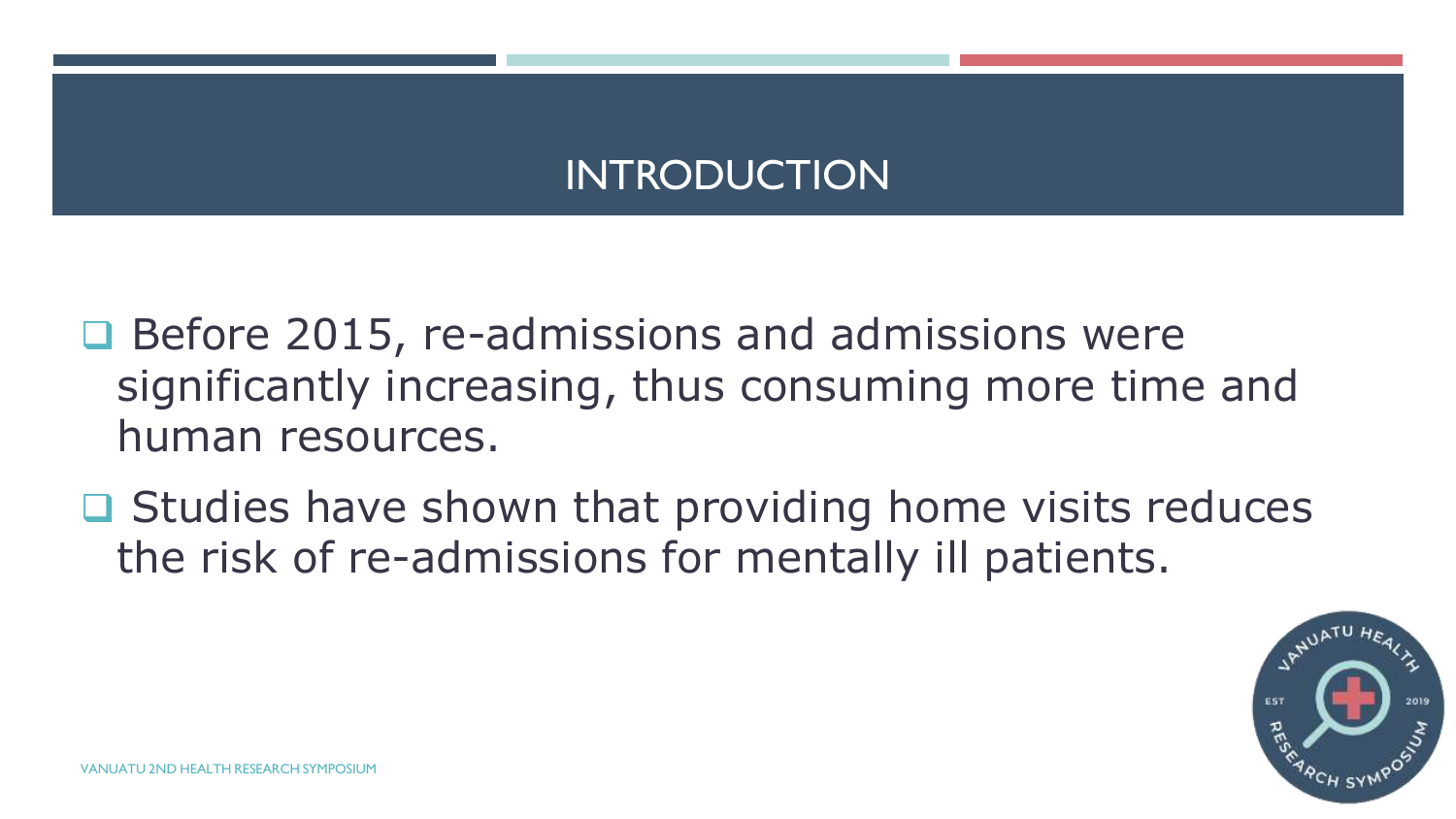# INTRODUCTION

- Before 2015, re-admissions and admissions were significantly increasing, thus consuming more time and human resources.
- Studies have shown that providing home visits reduces the risk of re-admissions for mentally ill patients.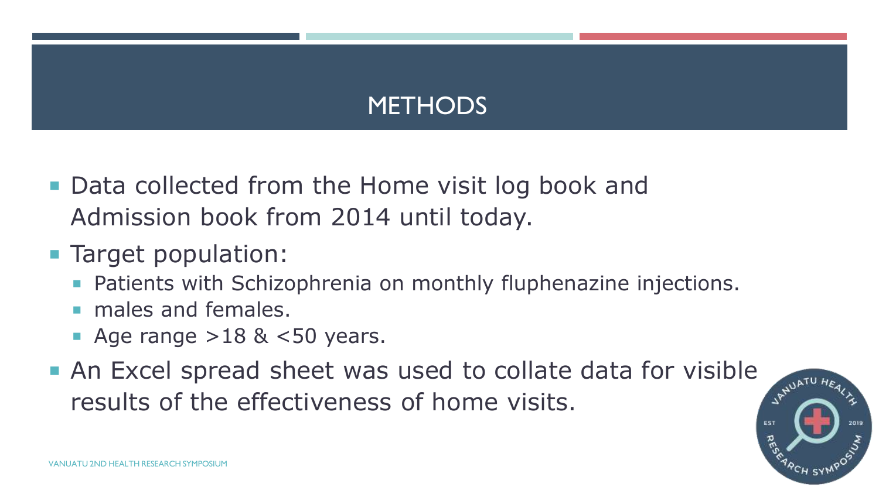# METHODS

- Data collected from the Home visit log book and Admission book from 2014 until today.
- Target population:
  - Patients with Schizophrenia on monthly fluphenazine injections.
  - males and females.
  - Age range >18 & <50 years.
- An Excel spread sheet was used to collate data for visible results of the effectiveness of home visits.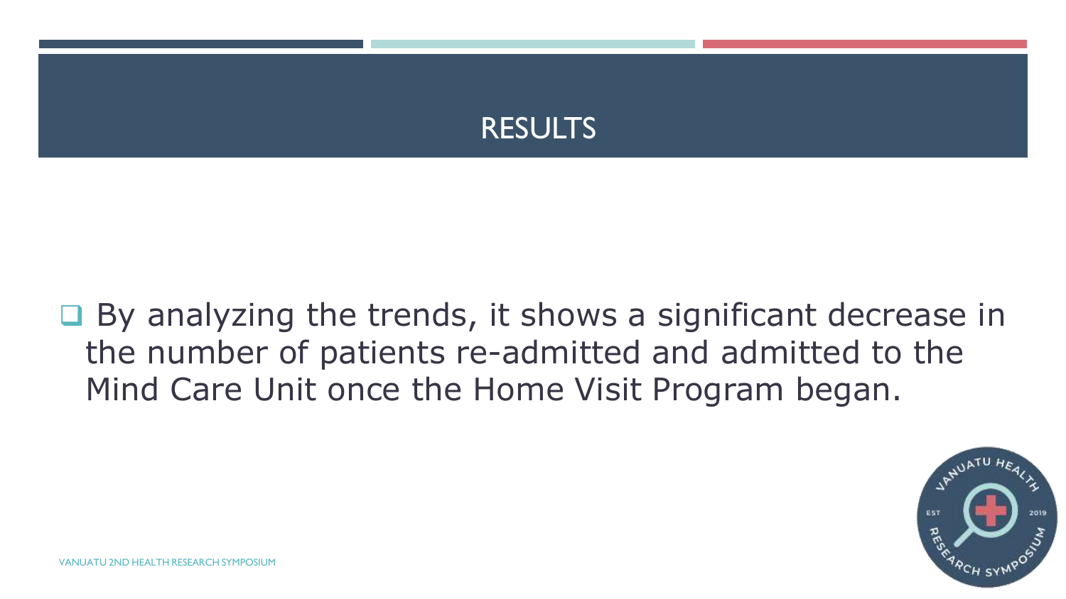# RESULTS

- By analyzing the trends, it shows a significant decrease in the number of patients re-admitted and admitted to the Mind Care Unit once the Home Visit Program began.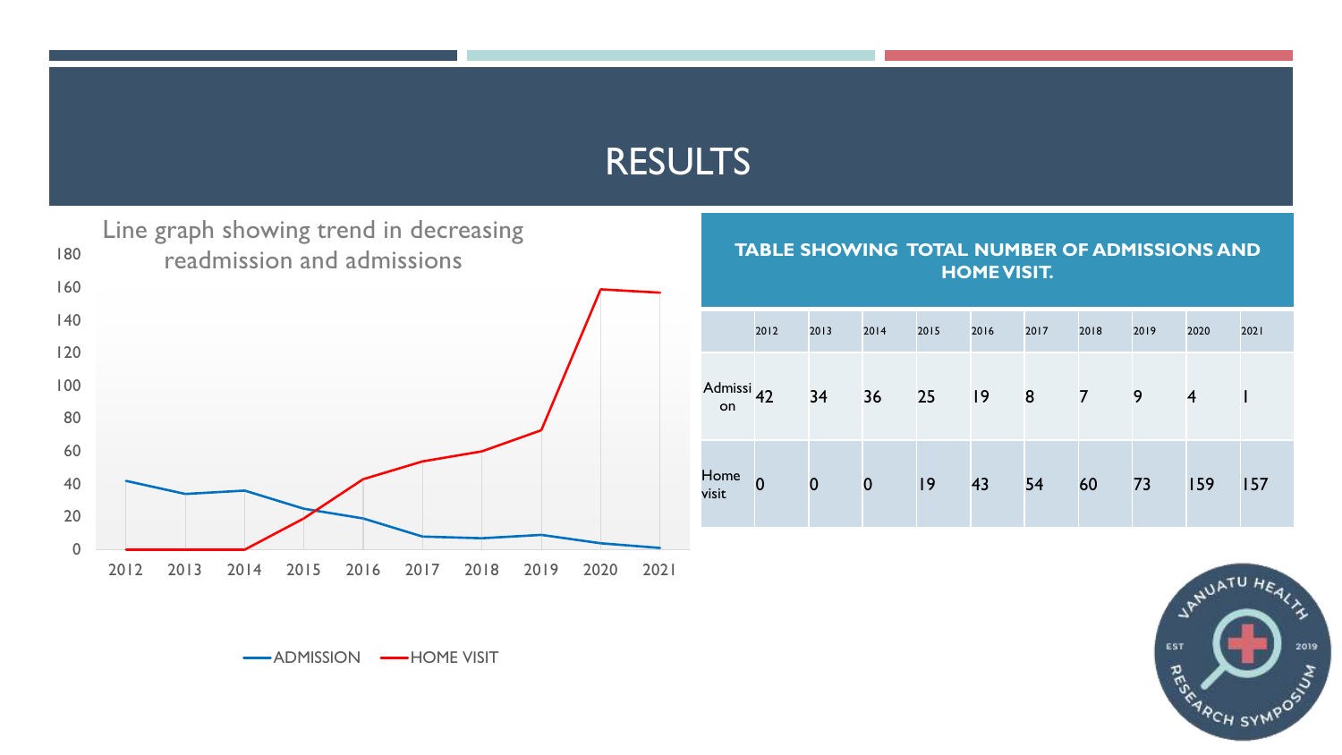# RESULTS

Line graph showing trend in decreasing readmission and admissions

ADMISSION — HOME VISIT

**TABLE SHOWING TOTAL NUMBER OF ADMISSIONS AND HOME VISIT.**

| | 2012 | 2013 | 2014 | 2015 | 2016 | 2017 | 2018 | 2019 | 2020 | 2021 |
|---|---|---|---|---|---|---|---|---|---|---|
| Admission | 42 | 34 | 36 | 25 | 19 | 8 | 7 | 9 | 4 | 1 |
| Home visit | 0 | 0 | 0 | 19 | 43 | 54 | 60 | 73 | 159 | 157 |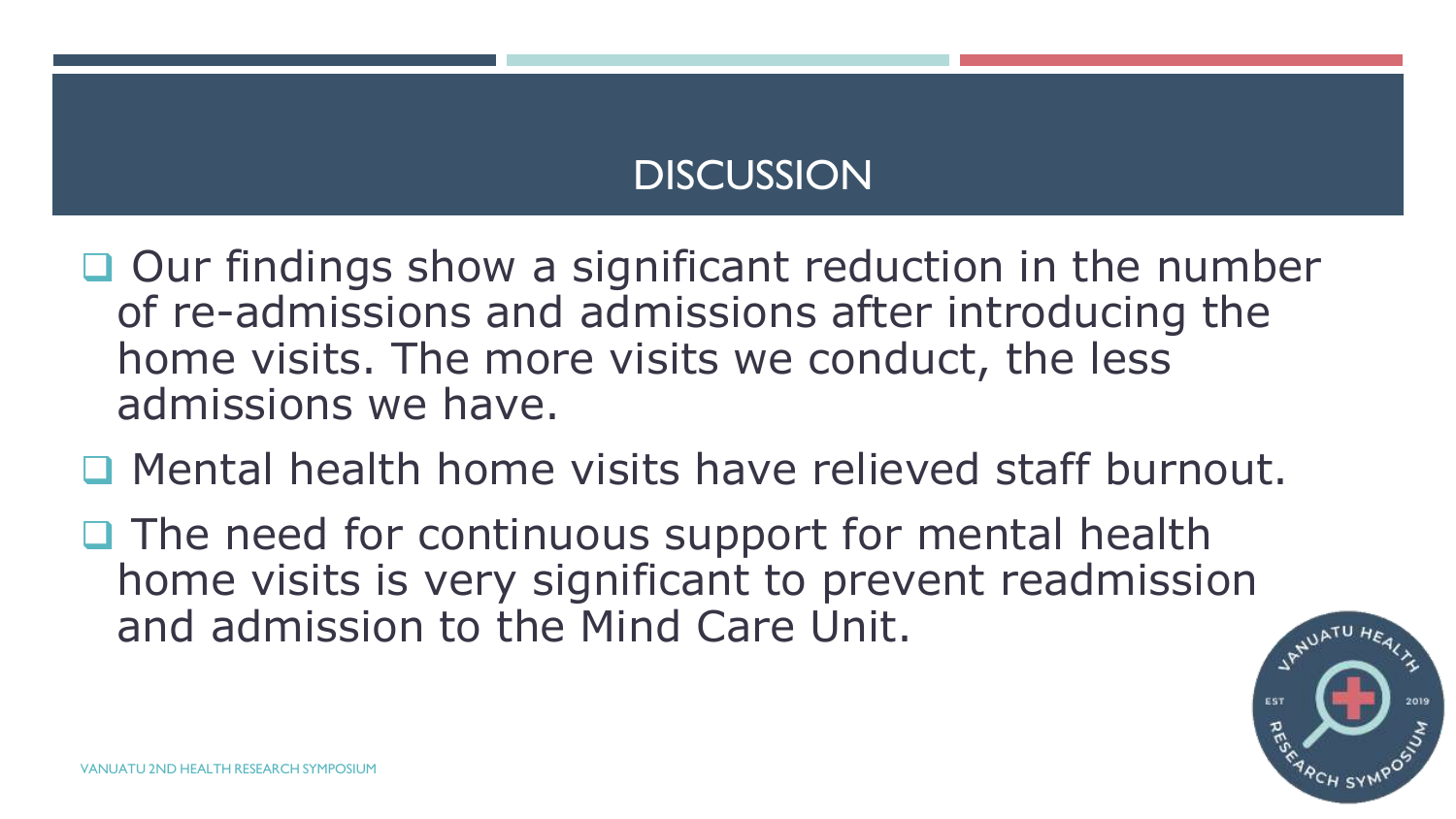## DISCUSSION

- Our findings show a significant reduction in the number of re-admissions and admissions after introducing the home visits. The more visits we conduct, the less admissions we have.
- Mental health home visits have relieved staff burnout.
- The need for continuous support for mental health home visits is very significant to prevent readmission and admission to the Mind Care Unit.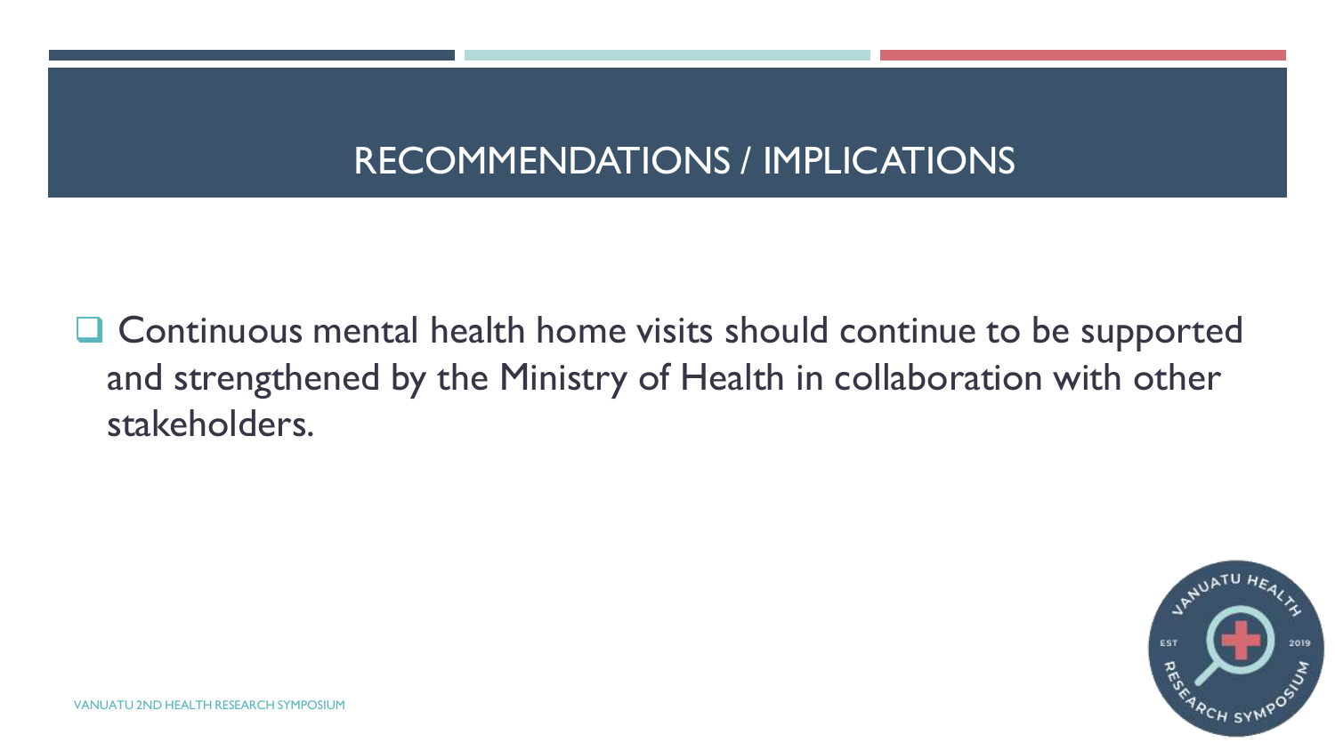# RECOMMENDATIONS / IMPLICATIONS

- Continuous mental health home visits should continue to be supported and strengthened by the Ministry of Health in collaboration with other stakeholders.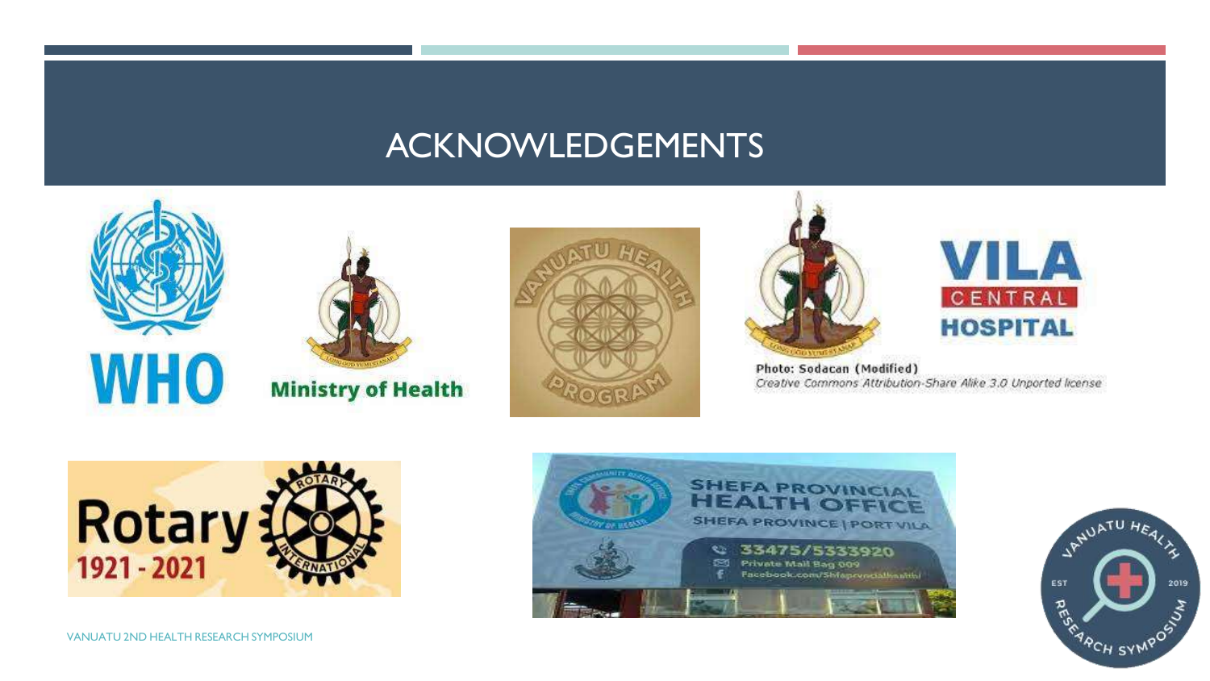# ACKNOWLEDGEMENTS

WHO

Ministry of Health

VANUATU HEALTH PROGRAM

VILA CENTRAL HOSPITAL

Photo: Sodacan (Modified)
*Creative Commons Attribution-Share Alike 3.0 Unported license*

Rotary 1921 - 2021

SHEFA PROVINCIAL HEALTH OFFICE
SHEFA PROVINCE | PORT VILA
33475/5333920
Private Mail Bag 009
Facebook.com/Shefaprovincialhealth/

VANUATU HEALTH RESEARCH SYMPOSIUM EST 2019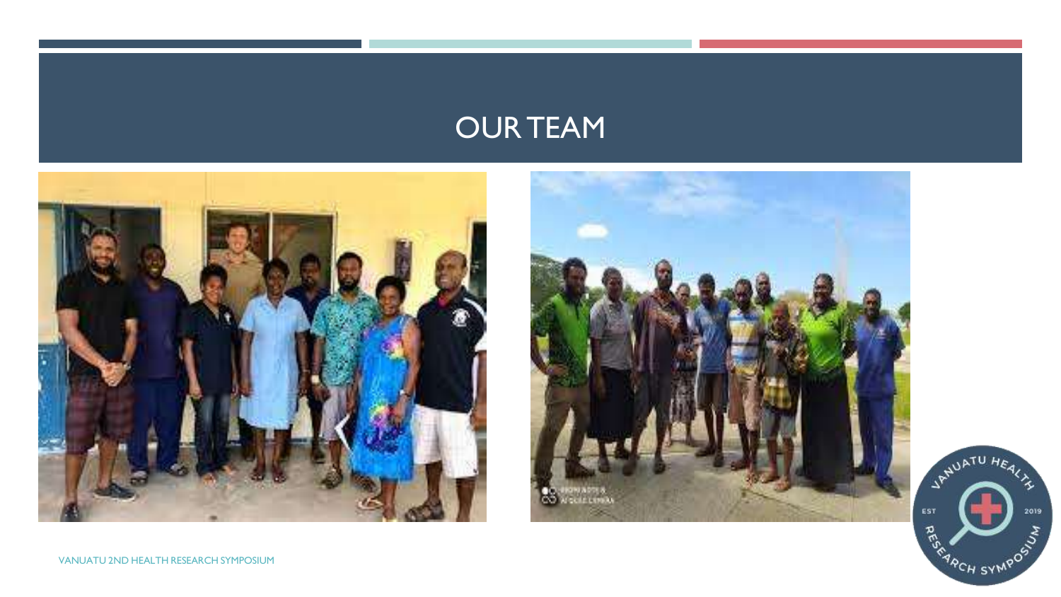# OUR TEAM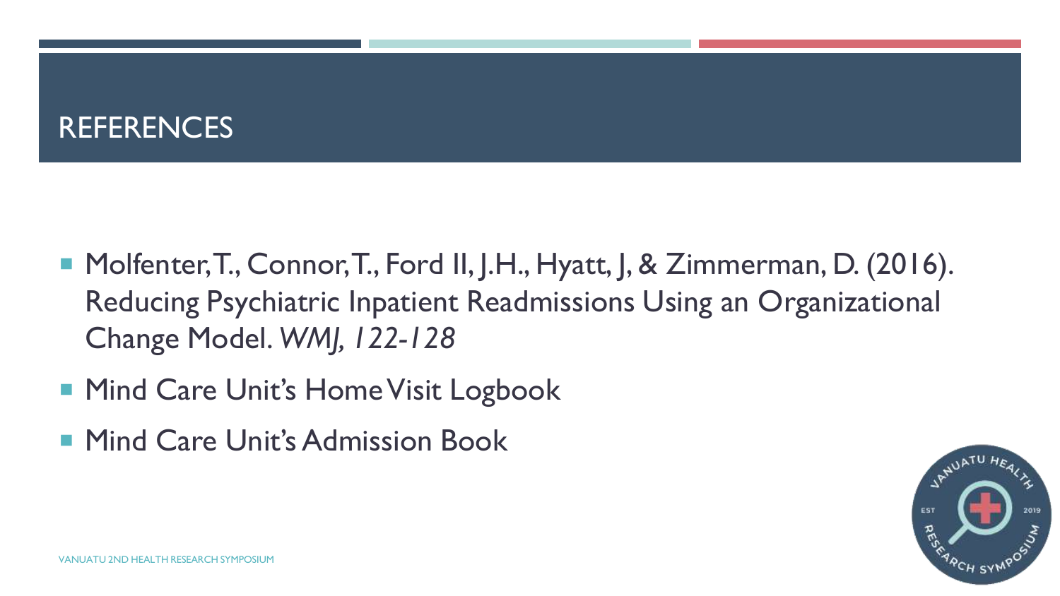# REFERENCES

- Molfenter, T., Connor, T., Ford II, J.H., Hyatt, J, & Zimmerman, D. (2016). Reducing Psychiatric Inpatient Readmissions Using an Organizational Change Model. *WMJ, 122-128*
- Mind Care Unit's Home Visit Logbook
- Mind Care Unit's Admission Book